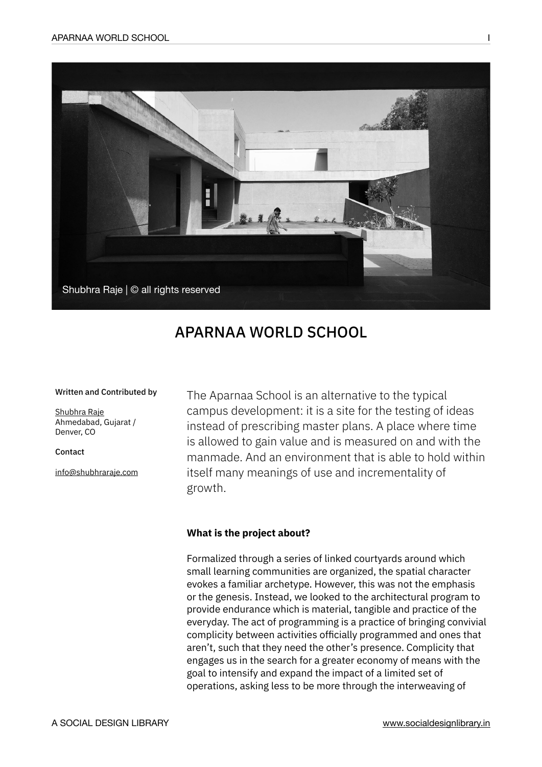Shubhra Raje | © all rights reserved

# APARNAA WORLD SCHOOL

**Written and Contributed by**

Shubhra Raje
Ahmedabad, Gujarat / Denver, CO

**Contact**

info@shubhraraje.com

The Aparnaa School is an alternative to the typical campus development: it is a site for the testing of ideas instead of prescribing master plans. A place where time is allowed to gain value and is measured on and with the manmade. And an environment that is able to hold within itself many meanings of use and incrementality of growth.

**What is the project about?**

Formalized through a series of linked courtyards around which small learning communities are organized, the spatial character evokes a familiar archetype. However, this was not the emphasis or the genesis. Instead, we looked to the architectural program to provide endurance which is material, tangible and practice of the everyday. The act of programming is a practice of bringing convivial complicity between activities officially programmed and ones that aren't, such that they need the other's presence. Complicity that engages us in the search for a greater economy of means with the goal to intensify and expand the impact of a limited set of operations, asking less to be more through the interweaving of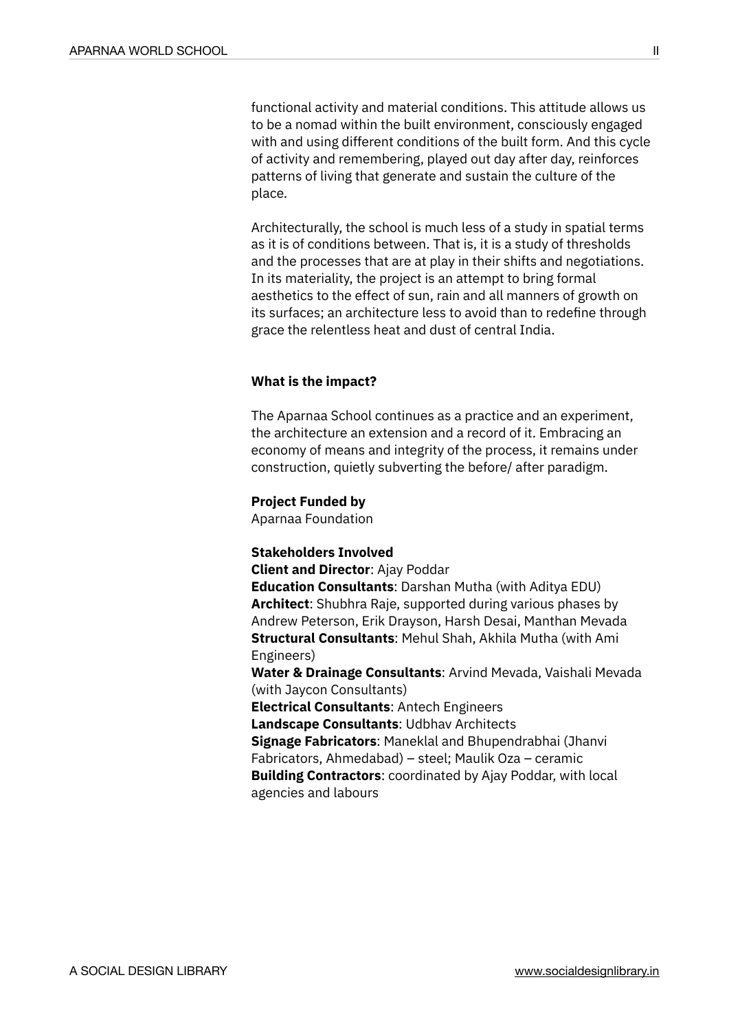functional activity and material conditions. This attitude allows us to be a nomad within the built environment, consciously engaged with and using different conditions of the built form. And this cycle of activity and remembering, played out day after day, reinforces patterns of living that generate and sustain the culture of the place.

Architecturally, the school is much less of a study in spatial terms as it is of conditions between. That is, it is a study of thresholds and the processes that are at play in their shifts and negotiations. In its materiality, the project is an attempt to bring formal aesthetics to the effect of sun, rain and all manners of growth on its surfaces; an architecture less to avoid than to redefine through grace the relentless heat and dust of central India.

**What is the impact?**

The Aparnaa School continues as a practice and an experiment, the architecture an extension and a record of it. Embracing an economy of means and integrity of the process, it remains under construction, quietly subverting the before/ after paradigm.

**Project Funded by**
Aparnaa Foundation

**Stakeholders Involved**
**Client and Director**: Ajay Poddar
**Education Consultants**: Darshan Mutha (with Aditya EDU)
**Architect**: Shubhra Raje, supported during various phases by Andrew Peterson, Erik Drayson, Harsh Desai, Manthan Mevada
**Structural Consultants**: Mehul Shah, Akhila Mutha (with Ami Engineers)
**Water & Drainage Consultants**: Arvind Mevada, Vaishali Mevada (with Jaycon Consultants)
**Electrical Consultants**: Antech Engineers
**Landscape Consultants**: Udbhav Architects
**Signage Fabricators**: Maneklal and Bhupendrabhai (Jhanvi Fabricators, Ahmedabad) – steel; Maulik Oza – ceramic
**Building Contractors**: coordinated by Ajay Poddar, with local agencies and labours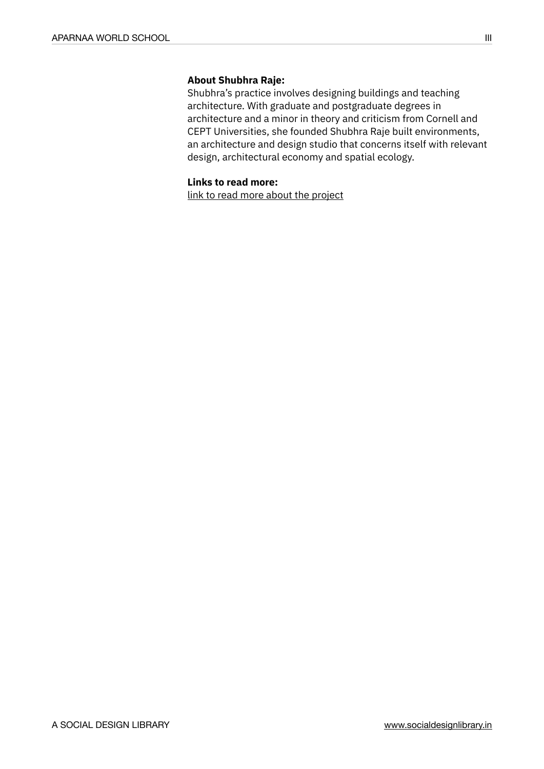**About Shubhra Raje:**

Shubhra's practice involves designing buildings and teaching architecture. With graduate and postgraduate degrees in architecture and a minor in theory and criticism from Cornell and CEPT Universities, she founded Shubhra Raje built environments, an architecture and design studio that concerns itself with relevant design, architectural economy and spatial ecology.

**Links to read more:**

link to read more about the project